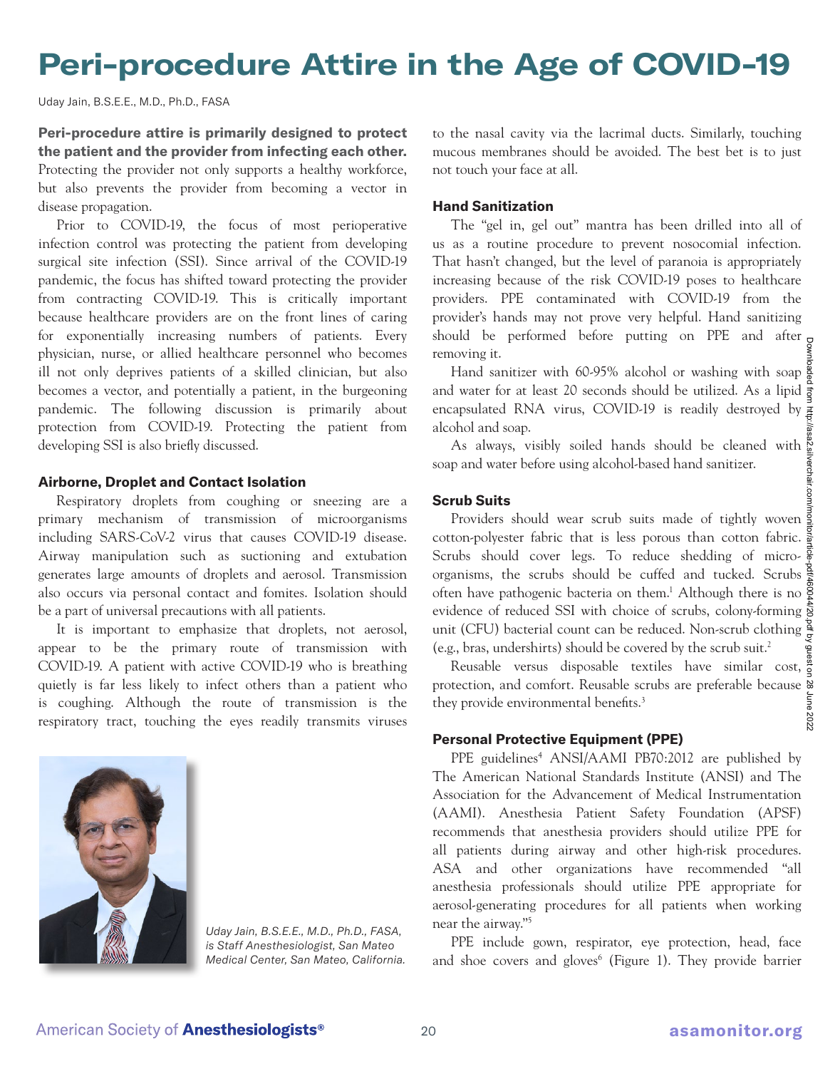# Peri-procedure Attire in the Age of COVID-19

Uday Jain, B.S.E.E., M.D., Ph.D., FASA

**Peri-procedure attire is primarily designed to protect the patient and the provider from infecting each other.** Protecting the provider not only supports a healthy workforce, but also prevents the provider from becoming a vector in disease propagation.

Prior to COVID-19, the focus of most perioperative infection control was protecting the patient from developing surgical site infection (SSI). Since arrival of the COVID-19 pandemic, the focus has shifted toward protecting the provider from contracting COVID-19. This is critically important because healthcare providers are on the front lines of caring for exponentially increasing numbers of patients. Every physician, nurse, or allied healthcare personnel who becomes ill not only deprives patients of a skilled clinician, but also becomes a vector, and potentially a patient, in the burgeoning pandemic. The following discussion is primarily about protection from COVID-19. Protecting the patient from developing SSI is also briefly discussed.

### Airborne, Droplet and Contact Isolation

Respiratory droplets from coughing or sneezing are a primary mechanism of transmission of microorganisms including SARS-CoV-2 virus that causes COVID-19 disease. Airway manipulation such as suctioning and extubation generates large amounts of droplets and aerosol. Transmission also occurs via personal contact and fomites. Isolation should be a part of universal precautions with all patients.

It is important to emphasize that droplets, not aerosol, appear to be the primary route of transmission with COVID-19. A patient with active COVID-19 who is breathing quietly is far less likely to infect others than a patient who is coughing. Although the route of transmission is the respiratory tract, touching the eyes readily transmits viruses to the nasal cavity via the lacrimal ducts. Similarly, touching mucous membranes should be avoided. The best bet is to just not touch your face at all.

*Uday Jain, B.S.E.E., M.D., Ph.D., FASA, is Staff Anesthesiologist, San Mateo Medical Center, San Mateo, California.*

### Hand Sanitization

The "gel in, gel out" mantra has been drilled into all of us as a routine procedure to prevent nosocomial infection. That hasn't changed, but the level of paranoia is appropriately increasing because of the risk COVID-19 poses to healthcare providers. PPE contaminated with COVID-19 from the provider's hands may not prove very helpful. Hand sanitizing should be performed before putting on PPE and after removing it.

Hand sanitizer with 60-95% alcohol or washing with soap and water for at least 20 seconds should be utilized. As a lipid encapsulated RNA virus, COVID-19 is readily destroyed by alcohol and soap.

As always, visibly soiled hands should be cleaned with soap and water before using alcohol-based hand sanitizer.

### Scrub Suits

Providers should wear scrub suits made of tightly woven cotton-polyester fabric that is less porous than cotton fabric. Scrubs should cover legs. To reduce shedding of microorganisms, the scrubs should be cuffed and tucked. Scrubs often have pathogenic bacteria on them.[1] Although there is no evidence of reduced SSI with choice of scrubs, colony-forming unit (CFU) bacterial count can be reduced. Non-scrub clothing (e.g., bras, undershirts) should be covered by the scrub suit.[2]

Reusable versus disposable textiles have similar cost, protection, and comfort. Reusable scrubs are preferable because they provide environmental benefits.[3]

### Personal Protective Equipment (PPE)

PPE guidelines[4] ANSI/AAMI PB70:2012 are published by The American National Standards Institute (ANSI) and The Association for the Advancement of Medical Instrumentation (AAMI). Anesthesia Patient Safety Foundation (APSF) recommends that anesthesia providers should utilize PPE for all patients during airway and other high-risk procedures. ASA and other organizations have recommended "all anesthesia professionals should utilize PPE appropriate for aerosol-generating procedures for all patients when working near the airway."[5]

PPE include gown, respirator, eye protection, head, face and shoe covers and gloves[6] (Figure 1). They provide barrier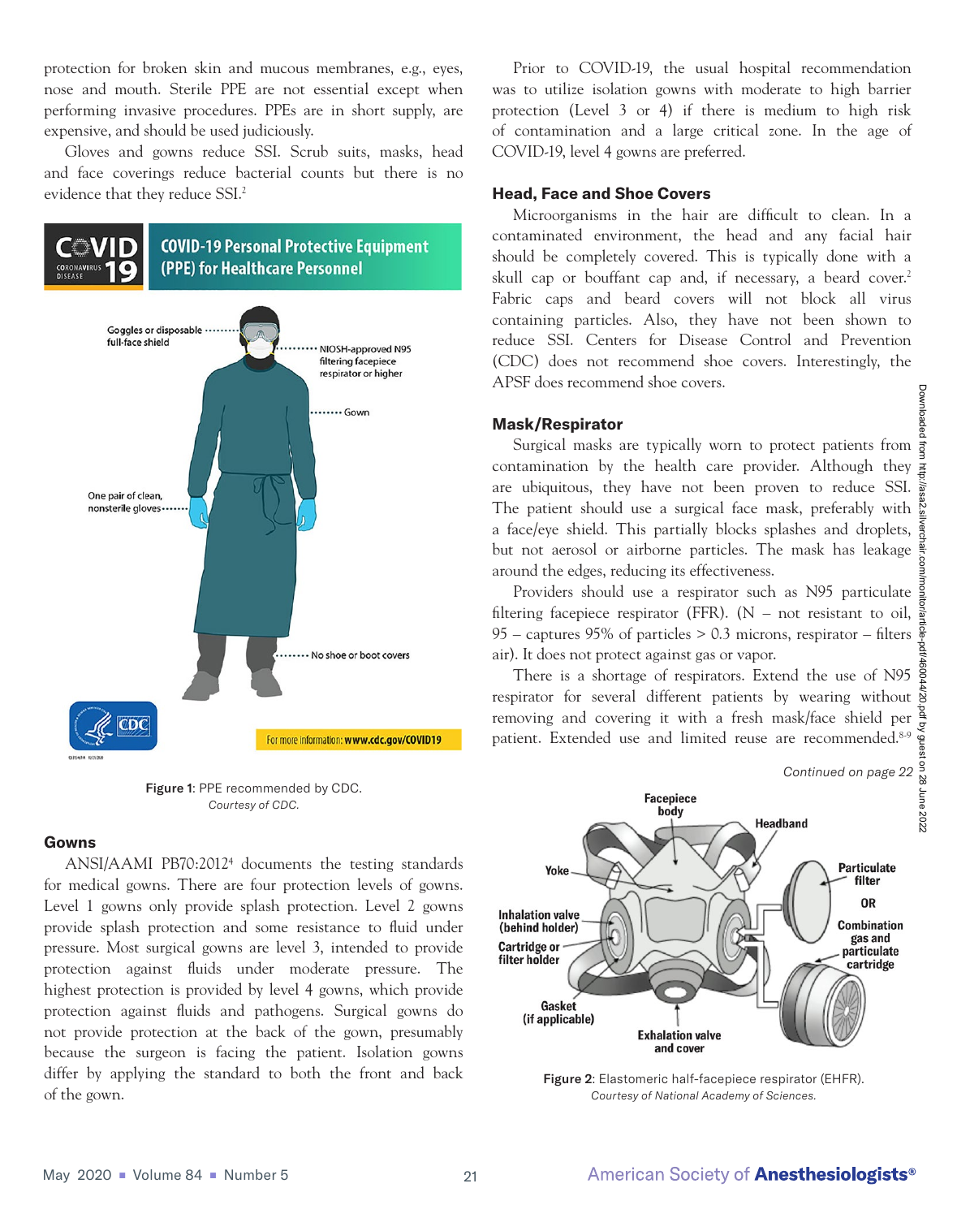protection for broken skin and mucous membranes, e.g., eyes, nose and mouth. Sterile PPE are not essential except when performing invasive procedures. PPEs are in short supply, are expensive, and should be used judiciously.

Gloves and gowns reduce SSI. Scrub suits, masks, head and face coverings reduce bacterial counts but there is no evidence that they reduce SSI.[2]

COVID-19 Personal Protective Equipment (PPE) for Healthcare Personnel

Goggles or disposable full-face shield

NIOSH-approved N95 filtering facepiece respirator or higher

Gown

One pair of clean, nonsterile gloves

No shoe or boot covers

For more information: www.cdc.gov/COVID19

**Figure 1**: PPE recommended by CDC.
*Courtesy of CDC.*

## Gowns

ANSI/AAMI PB70:2012[4] documents the testing standards for medical gowns. There are four protection levels of gowns. Level 1 gowns only provide splash protection. Level 2 gowns provide splash protection and some resistance to fluid under pressure. Most surgical gowns are level 3, intended to provide protection against fluids under moderate pressure. The highest protection is provided by level 4 gowns, which provide protection against fluids and pathogens. Surgical gowns do not provide protection at the back of the gown, presumably because the surgeon is facing the patient. Isolation gowns differ by applying the standard to both the front and back of the gown.

Prior to COVID-19, the usual hospital recommendation was to utilize isolation gowns with moderate to high barrier protection (Level 3 or 4) if there is medium to high risk of contamination and a large critical zone. In the age of COVID-19, level 4 gowns are preferred.

## Head, Face and Shoe Covers

Microorganisms in the hair are difficult to clean. In a contaminated environment, the head and any facial hair should be completely covered. This is typically done with a skull cap or bouffant cap and, if necessary, a beard cover.[2] Fabric caps and beard covers will not block all virus containing particles. Also, they have not been shown to reduce SSI. Centers for Disease Control and Prevention (CDC) does not recommend shoe covers. Interestingly, the APSF does recommend shoe covers.

## Mask/Respirator

Surgical masks are typically worn to protect patients from contamination by the health care provider. Although they are ubiquitous, they have not been proven to reduce SSI. The patient should use a surgical face mask, preferably with a face/eye shield. This partially blocks splashes and droplets, but not aerosol or airborne particles. The mask has leakage around the edges, reducing its effectiveness.

Providers should use a respirator such as N95 particulate filtering facepiece respirator (FFR). (N – not resistant to oil, 95 – captures 95% of particles > 0.3 microns, respirator – filters air). It does not protect against gas or vapor.

There is a shortage of respirators. Extend the use of N95 respirator for several different patients by wearing without removing and covering it with a fresh mask/face shield per patient. Extended use and limited reuse are recommended.[8-9]

*Continued on page 22*

Facepiece body

Headband

Yoke

Inhalation valve (behind holder)

Cartridge or filter holder

Gasket (if applicable)

Exhalation valve and cover

Particulate filter

OR

Combination gas and particulate cartridge

**Figure 2**: Elastomeric half-facepiece respirator (EHFR).
*Courtesy of National Academy of Sciences.*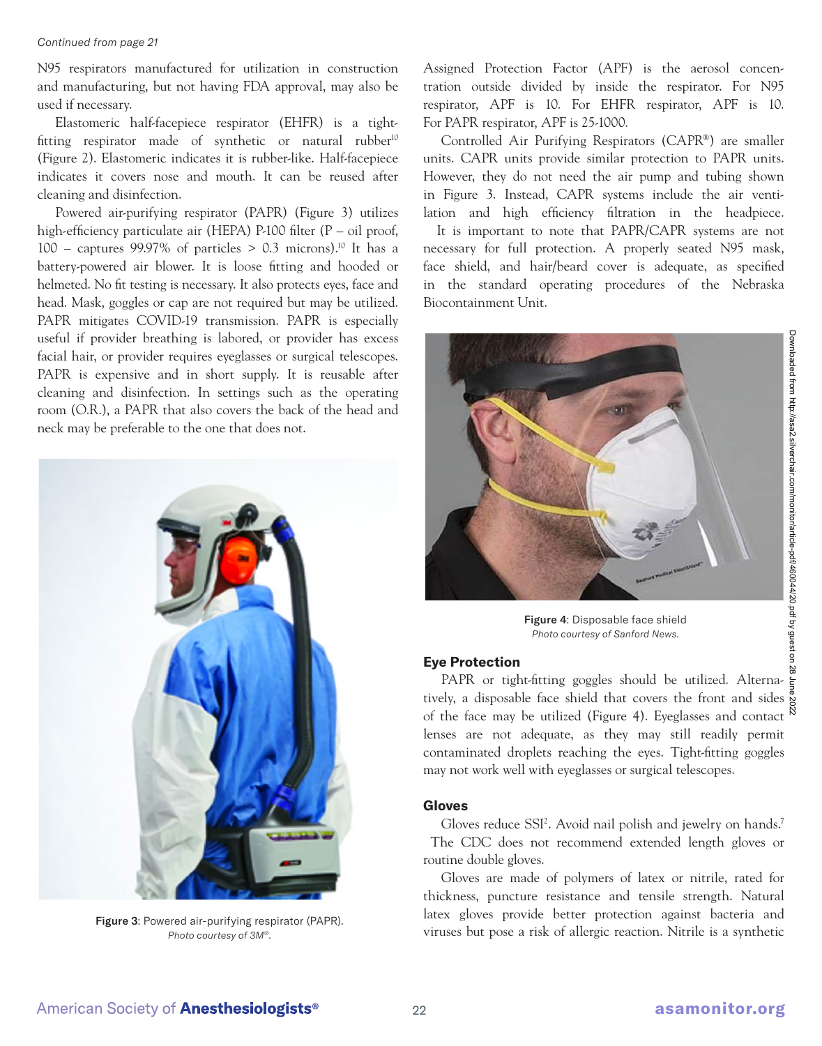*Continued from page 21*

N95 respirators manufactured for utilization in construction and manufacturing, but not having FDA approval, may also be used if necessary.

Elastomeric half-facepiece respirator (EHFR) is a tight-fitting respirator made of synthetic or natural rubber[10] (Figure 2). Elastomeric indicates it is rubber-like. Half-facepiece indicates it covers nose and mouth. It can be reused after cleaning and disinfection.

Powered air-purifying respirator (PAPR) (Figure 3) utilizes high-efficiency particulate air (HEPA) P-100 filter (P – oil proof, 100 – captures 99.97% of particles > 0.3 microns).[10] It has a battery-powered air blower. It is loose fitting and hooded or helmeted. No fit testing is necessary. It also protects eyes, face and head. Mask, goggles or cap are not required but may be utilized. PAPR mitigates COVID-19 transmission. PAPR is especially useful if provider breathing is labored, or provider has excess facial hair, or provider requires eyeglasses or surgical telescopes. PAPR is expensive and in short supply. It is reusable after cleaning and disinfection. In settings such as the operating room (O.R.), a PAPR that also covers the back of the head and neck may be preferable to the one that does not.

**Figure 3**: Powered air-purifying respirator (PAPR).
*Photo courtesy of 3M®.*

Assigned Protection Factor (APF) is the aerosol concentration outside divided by inside the respirator. For N95 respirator, APF is 10. For EHFR respirator, APF is 10. For PAPR respirator, APF is 25-1000.

Controlled Air Purifying Respirators (CAPR®) are smaller units. CAPR units provide similar protection to PAPR units. However, they do not need the air pump and tubing shown in Figure 3. Instead, CAPR systems include the air ventilation and high efficiency filtration in the headpiece.

It is important to note that PAPR/CAPR systems are not necessary for full protection. A properly seated N95 mask, face shield, and hair/beard cover is adequate, as specified in the standard operating procedures of the Nebraska Biocontainment Unit.

**Figure 4**: Disposable face shield
*Photo courtesy of Sanford News.*

### Eye Protection

PAPR or tight-fitting goggles should be utilized. Alternatively, a disposable face shield that covers the front and sides of the face may be utilized (Figure 4). Eyeglasses and contact lenses are not adequate, as they may still readily permit contaminated droplets reaching the eyes. Tight-fitting goggles may not work well with eyeglasses or surgical telescopes.

### Gloves

Gloves reduce SSI[2]. Avoid nail polish and jewelry on hands.[7] The CDC does not recommend extended length gloves or routine double gloves.

Gloves are made of polymers of latex or nitrile, rated for thickness, puncture resistance and tensile strength. Natural latex gloves provide better protection against bacteria and viruses but pose a risk of allergic reaction. Nitrile is a synthetic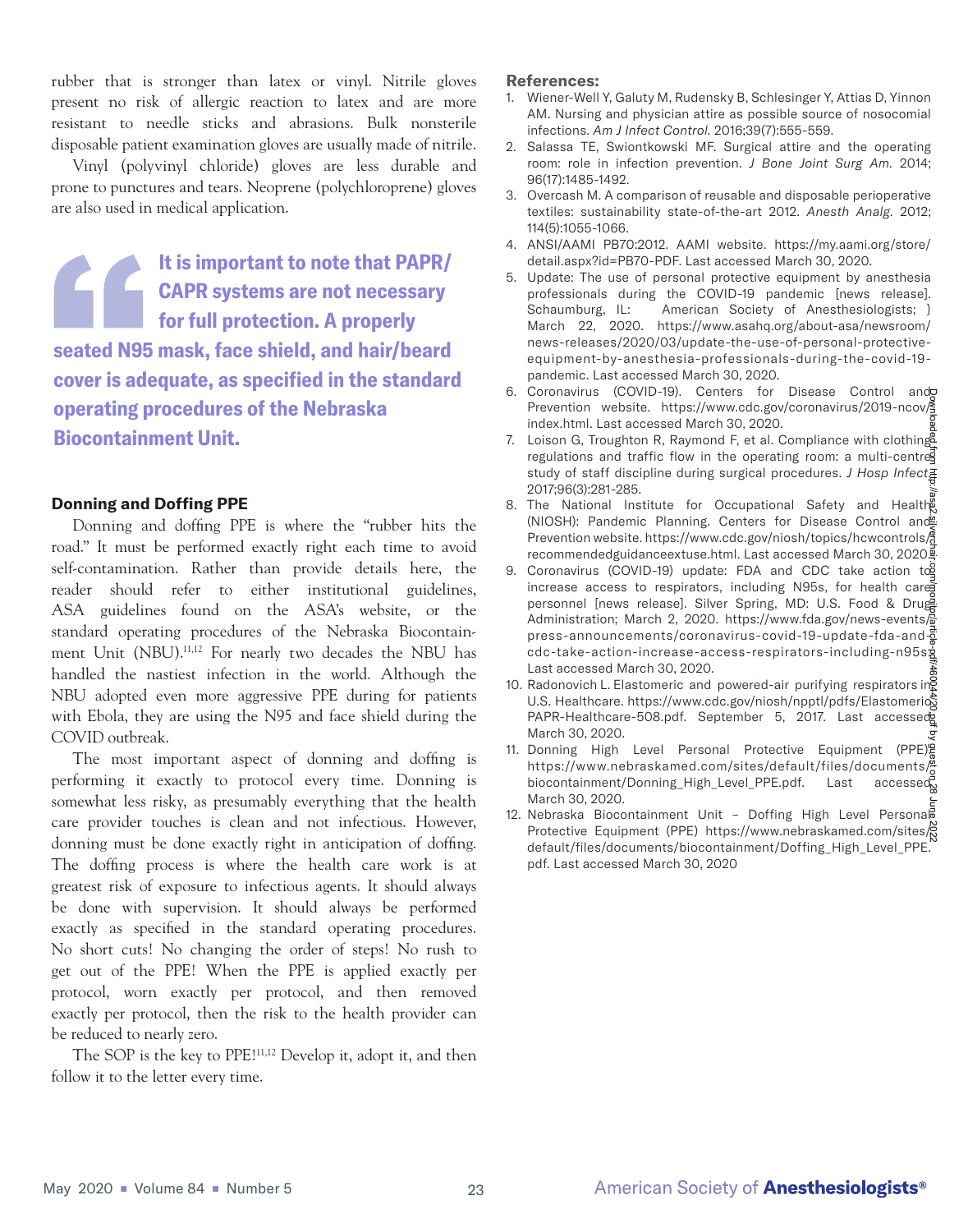rubber that is stronger than latex or vinyl. Nitrile gloves present no risk of allergic reaction to latex and are more resistant to needle sticks and abrasions. Bulk nonsterile disposable patient examination gloves are usually made of nitrile.

Vinyl (polyvinyl chloride) gloves are less durable and prone to punctures and tears. Neoprene (polychloroprene) gloves are also used in medical application.

> **It is important to note that PAPR/CAPR systems are not necessary for full protection. A properly seated N95 mask, face shield, and hair/beard cover is adequate, as specified in the standard operating procedures of the Nebraska Biocontainment Unit.**

### Donning and Doffing PPE

Donning and doffing PPE is where the "rubber hits the road." It must be performed exactly right each time to avoid self-contamination. Rather than provide details here, the reader should refer to either institutional guidelines, ASA guidelines found on the ASA's website, or the standard operating procedures of the Nebraska Biocontainment Unit (NBU).[11,12] For nearly two decades the NBU has handled the nastiest infection in the world. Although the NBU adopted even more aggressive PPE during for patients with Ebola, they are using the N95 and face shield during the COVID outbreak.

The most important aspect of donning and doffing is performing it exactly to protocol every time. Donning is somewhat less risky, as presumably everything that the health care provider touches is clean and not infectious. However, donning must be done exactly right in anticipation of doffing. The doffing process is where the health care work is at greatest risk of exposure to infectious agents. It should always be done with supervision. It should always be performed exactly as specified in the standard operating procedures. No short cuts! No changing the order of steps! No rush to get out of the PPE! When the PPE is applied exactly per protocol, worn exactly per protocol, and then removed exactly per protocol, then the risk to the health provider can be reduced to nearly zero.

The SOP is the key to PPE![11,12] Develop it, adopt it, and then follow it to the letter every time.

### References:

1. Wiener-Well Y, Galuty M, Rudensky B, Schlesinger Y, Attias D, Yinnon AM. Nursing and physician attire as possible source of nosocomial infections. *Am J Infect Control.* 2016;39(7):555-559.
2. Salassa TE, Swiontkowski MF. Surgical attire and the operating room: role in infection prevention. *J Bone Joint Surg Am.* 2014; 96(17):1485-1492.
3. Overcash M. A comparison of reusable and disposable perioperative textiles: sustainability state-of-the-art 2012. *Anesth Analg.* 2012; 114(5):1055-1066.
4. ANSI/AAMI PB70:2012. AAMI website. https://my.aami.org/store/detail.aspx?id=PB70-PDF. Last accessed March 30, 2020.
5. Update: The use of personal protective equipment by anesthesia professionals during the COVID-19 pandemic [news release]. Schaumburg, IL: American Society of Anesthesiologists; } March 22, 2020. https://www.asahq.org/about-asa/newsroom/news-releases/2020/03/update-the-use-of-personal-protective-equipment-by-anesthesia-professionals-during-the-covid-19-pandemic. Last accessed March 30, 2020.
6. Coronavirus (COVID-19). Centers for Disease Control and Prevention website. https://www.cdc.gov/coronavirus/2019-ncov/index.html. Last accessed March 30, 2020.
7. Loison G, Troughton R, Raymond F, et al. Compliance with clothing regulations and traffic flow in the operating room: a multi-centre study of staff discipline during surgical procedures. *J Hosp Infect.* 2017;96(3):281-285.
8. The National Institute for Occupational Safety and Health (NIOSH): Pandemic Planning. Centers for Disease Control and Prevention website. https://www.cdc.gov/niosh/topics/hcwcontrols/recommendedguidanceextuse.html. Last accessed March 30, 2020.
9. Coronavirus (COVID-19) update: FDA and CDC take action to increase access to respirators, including N95s, for health care personnel [news release]. Silver Spring, MD: U.S. Food & Drug Administration; March 2, 2020. https://www.fda.gov/news-events/press-announcements/coronavirus-covid-19-update-fda-and-cdc-take-action-increase-access-respirators-including-n95s. Last accessed March 30, 2020.
10. Radonovich L. Elastomeric and powered-air purifying respirators in U.S. Healthcare. https://www.cdc.gov/niosh/npptl/pdfs/Elastomeric-PAPR-Healthcare-508.pdf. September 5, 2017. Last accessed March 30, 2020.
11. Donning High Level Personal Protective Equipment (PPE). https://www.nebraskamed.com/sites/default/files/documents/biocontainment/Donning_High_Level_PPE.pdf. Last accessed March 30, 2020.
12. Nebraska Biocontainment Unit – Doffing High Level Personal Protective Equipment (PPE) https://www.nebraskamed.com/sites/default/files/documents/biocontainment/Doffing_High_Level_PPE.pdf. Last accessed March 30, 2020